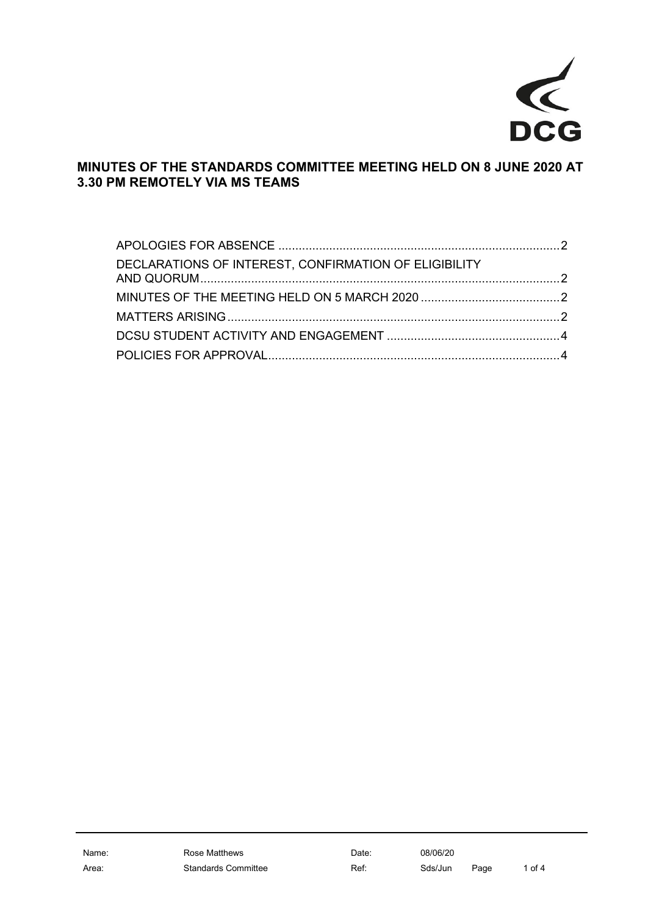DCG

# MINUTES OF THE STANDARDS COMMITTEE MEETING HELD ON 8 JUNE 2020 AT 3.30 PM REMOTELY VIA MS TEAMS

| | |
|---|---|
| APOLOGIES FOR ABSENCE | 2 |
| DECLARATIONS OF INTEREST, CONFIRMATION OF ELIGIBILITY AND QUORUM | 2 |
| MINUTES OF THE MEETING HELD ON 5 MARCH 2020 | 2 |
| MATTERS ARISING | 2 |
| DCSU STUDENT ACTIVITY AND ENGAGEMENT | 4 |
| POLICIES FOR APPROVAL | 4 |

| | | | | | |
|---|---|---|---|---|---|
| Name: | Rose Matthews | Date: | 08/06/20 | | |
| Area: | Standards Committee | Ref: | Sds/Jun | | |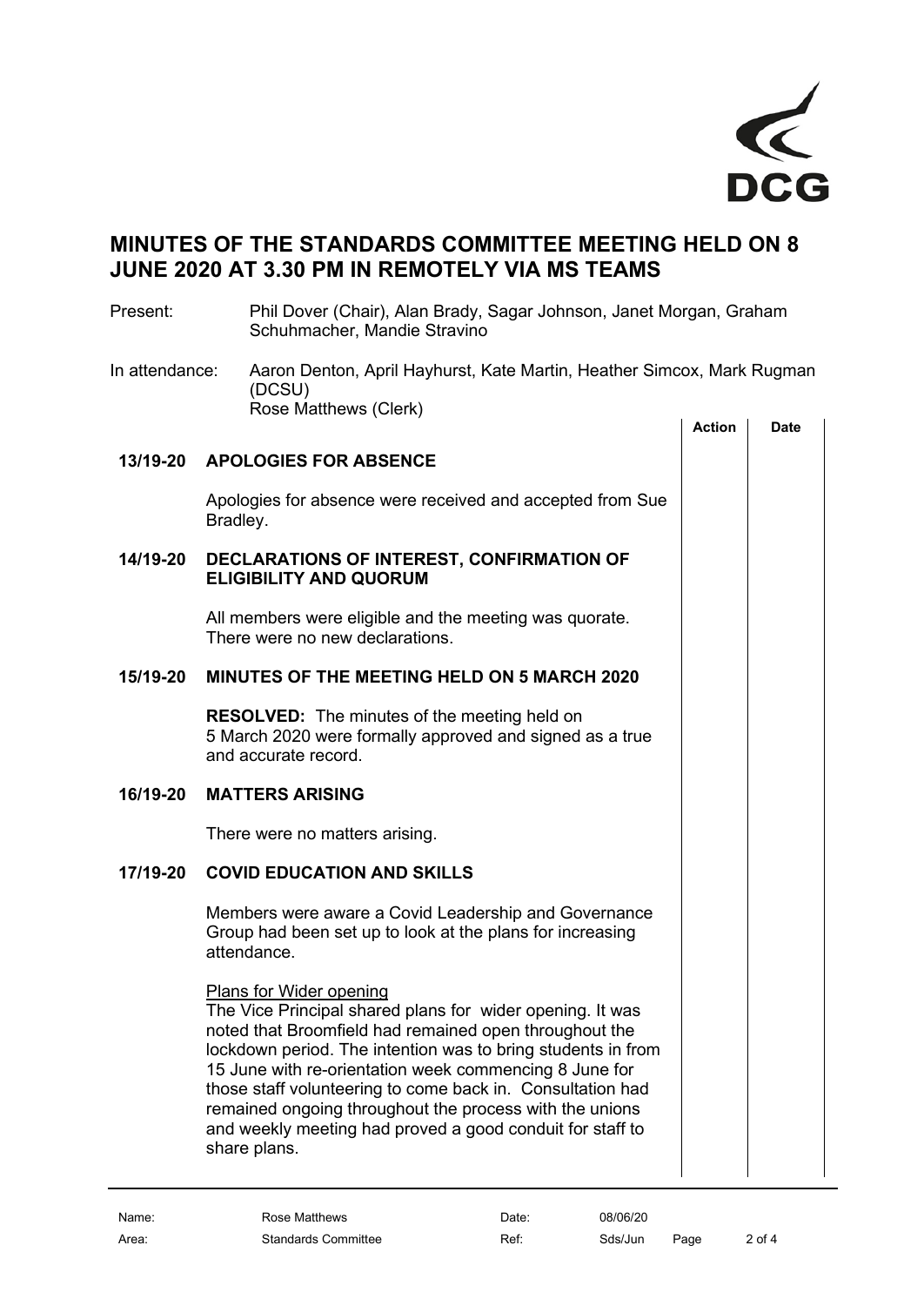# MINUTES OF THE STANDARDS COMMITTEE MEETING HELD ON 8 JUNE 2020 AT 3.30 PM IN REMOTELY VIA MS TEAMS

Present: Phil Dover (Chair), Alan Brady, Sagar Johnson, Janet Morgan, Graham Schuhmacher, Mandie Stravino

In attendance: Aaron Denton, April Hayhurst, Kate Martin, Heather Simcox, Mark Rugman (DCSU)
Rose Matthews (Clerk)

| | | Action | Date |
|---|---|---|---|
| **13/19-20** | **APOLOGIES FOR ABSENCE** | | |
| | Apologies for absence were received and accepted from Sue Bradley. | | |
| **14/19-20** | **DECLARATIONS OF INTEREST, CONFIRMATION OF ELIGIBILITY AND QUORUM** | | |
| | All members were eligible and the meeting was quorate. There were no new declarations. | | |
| **15/19-20** | **MINUTES OF THE MEETING HELD ON 5 MARCH 2020** | | |
| | **RESOLVED:** The minutes of the meeting held on 5 March 2020 were formally approved and signed as a true and accurate record. | | |
| **16/19-20** | **MATTERS ARISING** | | |
| | There were no matters arising. | | |
| **17/19-20** | **COVID EDUCATION AND SKILLS** | | |
| | Members were aware a Covid Leadership and Governance Group had been set up to look at the plans for increasing attendance. | | |
| | Plans for Wider opening<br>The Vice Principal shared plans for wider opening. It was noted that Broomfield had remained open throughout the lockdown period. The intention was to bring students in from 15 June with re-orientation week commencing 8 June for those staff volunteering to come back in. Consultation had remained ongoing throughout the process with the unions and weekly meeting had proved a good conduit for staff to share plans. | | |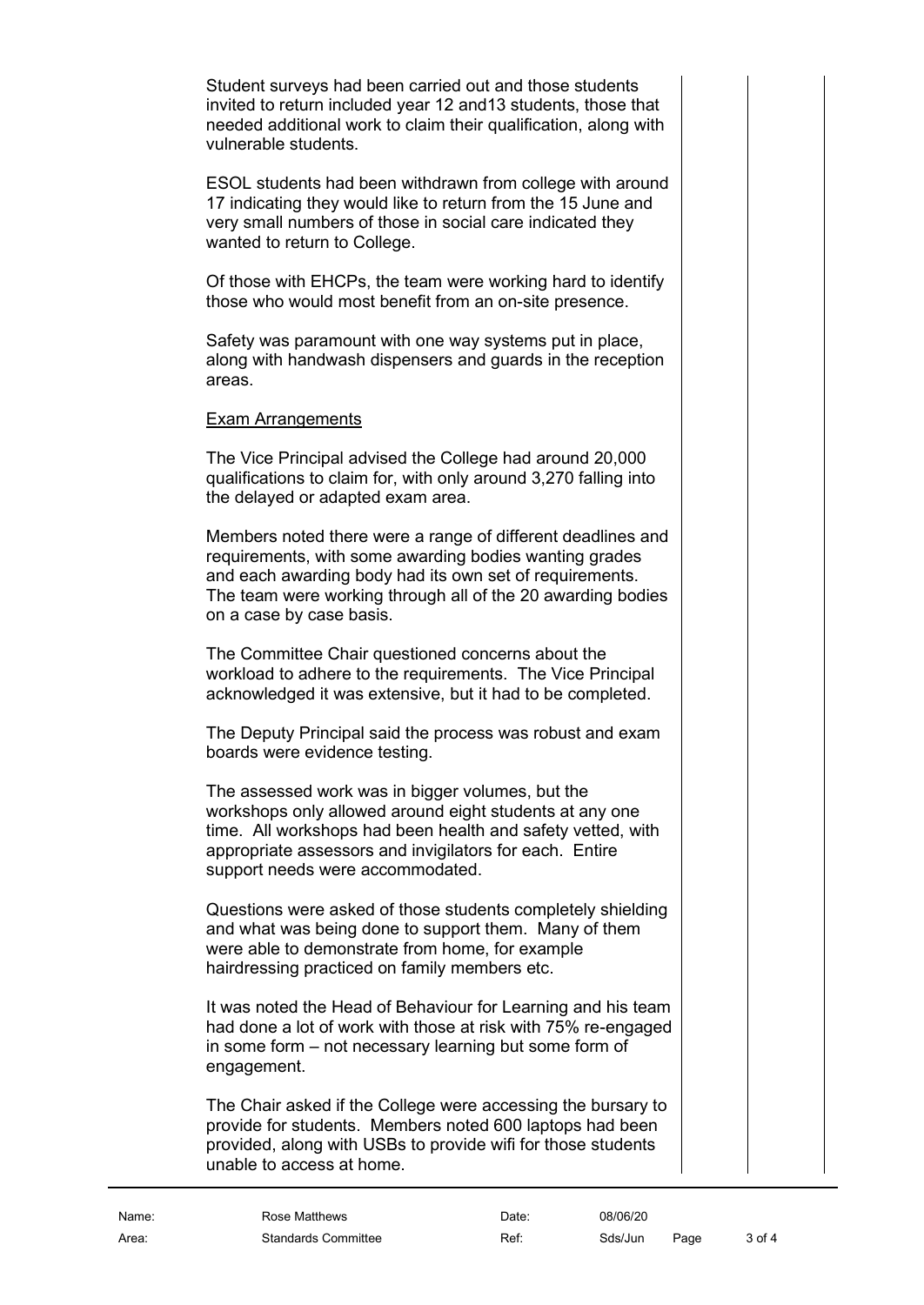Student surveys had been carried out and those students invited to return included year 12 and13 students, those that needed additional work to claim their qualification, along with vulnerable students.

ESOL students had been withdrawn from college with around 17 indicating they would like to return from the 15 June and very small numbers of those in social care indicated they wanted to return to College.

Of those with EHCPs, the team were working hard to identify those who would most benefit from an on-site presence.

Safety was paramount with one way systems put in place, along with handwash dispensers and guards in the reception areas.

<u>Exam Arrangements</u>

The Vice Principal advised the College had around 20,000 qualifications to claim for, with only around 3,270 falling into the delayed or adapted exam area.

Members noted there were a range of different deadlines and requirements, with some awarding bodies wanting grades and each awarding body had its own set of requirements. The team were working through all of the 20 awarding bodies on a case by case basis.

The Committee Chair questioned concerns about the workload to adhere to the requirements. The Vice Principal acknowledged it was extensive, but it had to be completed.

The Deputy Principal said the process was robust and exam boards were evidence testing.

The assessed work was in bigger volumes, but the workshops only allowed around eight students at any one time. All workshops had been health and safety vetted, with appropriate assessors and invigilators for each. Entire support needs were accommodated.

Questions were asked of those students completely shielding and what was being done to support them. Many of them were able to demonstrate from home, for example hairdressing practiced on family members etc.

It was noted the Head of Behaviour for Learning and his team had done a lot of work with those at risk with 75% re-engaged in some form – not necessary learning but some form of engagement.

The Chair asked if the College were accessing the bursary to provide for students. Members noted 600 laptops had been provided, along with USBs to provide wifi for those students unable to access at home.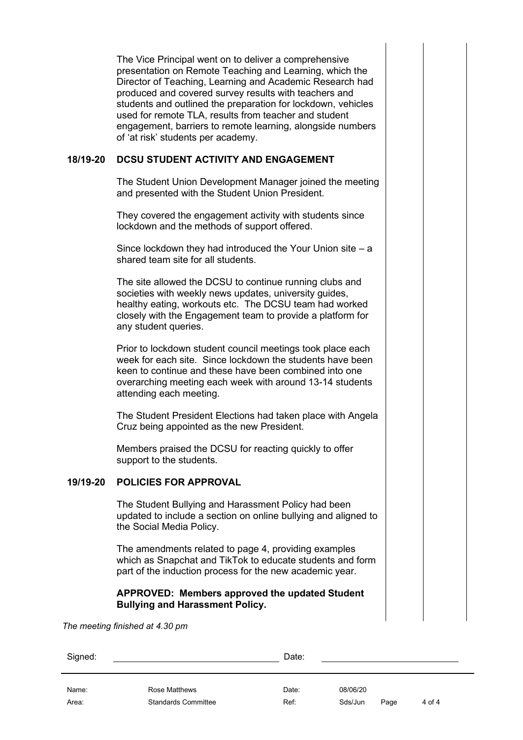The Vice Principal went on to deliver a comprehensive presentation on Remote Teaching and Learning, which the Director of Teaching, Learning and Academic Research had produced and covered survey results with teachers and students and outlined the preparation for lockdown, vehicles used for remote TLA, results from teacher and student engagement, barriers to remote learning, alongside numbers of 'at risk' students per academy.

## 18/19-20 DCSU STUDENT ACTIVITY AND ENGAGEMENT

The Student Union Development Manager joined the meeting and presented with the Student Union President.

They covered the engagement activity with students since lockdown and the methods of support offered.

Since lockdown they had introduced the Your Union site – a shared team site for all students.

The site allowed the DCSU to continue running clubs and societies with weekly news updates, university guides, healthy eating, workouts etc. The DCSU team had worked closely with the Engagement team to provide a platform for any student queries.

Prior to lockdown student council meetings took place each week for each site. Since lockdown the students have been keen to continue and these have been combined into one overarching meeting each week with around 13-14 students attending each meeting.

The Student President Elections had taken place with Angela Cruz being appointed as the new President.

Members praised the DCSU for reacting quickly to offer support to the students.

## 19/19-20 POLICIES FOR APPROVAL

The Student Bullying and Harassment Policy had been updated to include a section on online bullying and aligned to the Social Media Policy.

The amendments related to page 4, providing examples which as Snapchat and TikTok to educate students and form part of the induction process for the new academic year.

**APPROVED: Members approved the updated Student Bullying and Harassment Policy.**

*The meeting finished at 4.30 pm*

Signed: \_\_\_\_\_\_\_\_\_\_\_\_\_\_\_\_\_\_\_\_\_\_\_\_ Date: \_\_\_\_\_\_\_\_\_\_\_\_\_\_\_\_\_\_\_\_

| | | | |
|---|---|---|---|
| Name: | Rose Matthews | Date: | 08/06/20 |
| Area: | Standards Committee | Ref: | Sds/Jun |